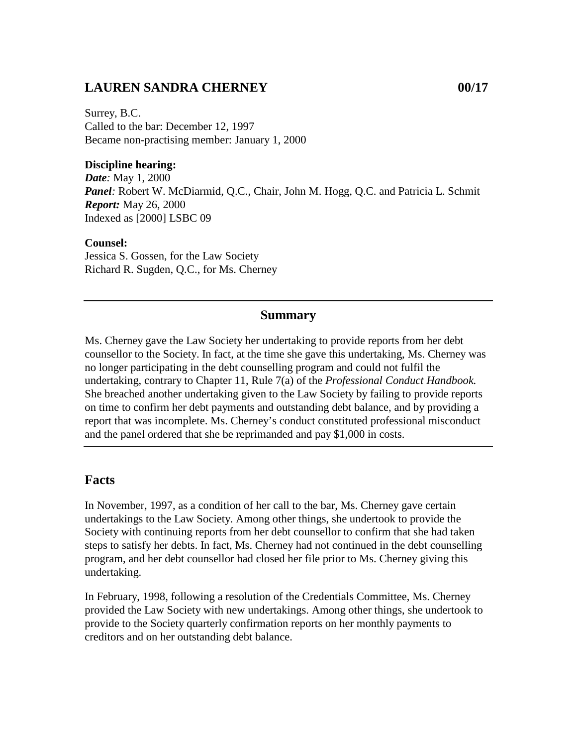# LAUREN SANDRA CHERNEY 00/17

Surrey, B.C.
Called to the bar: December 12, 1997
Became non-practising member: January 1, 2000

**Discipline hearing:**
***Date**:* May 1, 2000
***Panel**:* Robert W. McDiarmid, Q.C., Chair, John M. Hogg, Q.C. and Patricia L. Schmit
***Report:*** May 26, 2000
Indexed as [2000] LSBC 09

**Counsel:**
Jessica S. Gossen, for the Law Society
Richard R. Sugden, Q.C., for Ms. Cherney

---

## Summary

Ms. Cherney gave the Law Society her undertaking to provide reports from her debt counsellor to the Society. In fact, at the time she gave this undertaking, Ms. Cherney was no longer participating in the debt counselling program and could not fulfil the undertaking, contrary to Chapter 11, Rule 7(a) of the *Professional Conduct Handbook.* She breached another undertaking given to the Law Society by failing to provide reports on time to confirm her debt payments and outstanding debt balance, and by providing a report that was incomplete. Ms. Cherney's conduct constituted professional misconduct and the panel ordered that she be reprimanded and pay $1,000 in costs.

---

## Facts

In November, 1997, as a condition of her call to the bar, Ms. Cherney gave certain undertakings to the Law Society. Among other things, she undertook to provide the Society with continuing reports from her debt counsellor to confirm that she had taken steps to satisfy her debts. In fact, Ms. Cherney had not continued in the debt counselling program, and her debt counsellor had closed her file prior to Ms. Cherney giving this undertaking.

In February, 1998, following a resolution of the Credentials Committee, Ms. Cherney provided the Law Society with new undertakings. Among other things, she undertook to provide to the Society quarterly confirmation reports on her monthly payments to creditors and on her outstanding debt balance.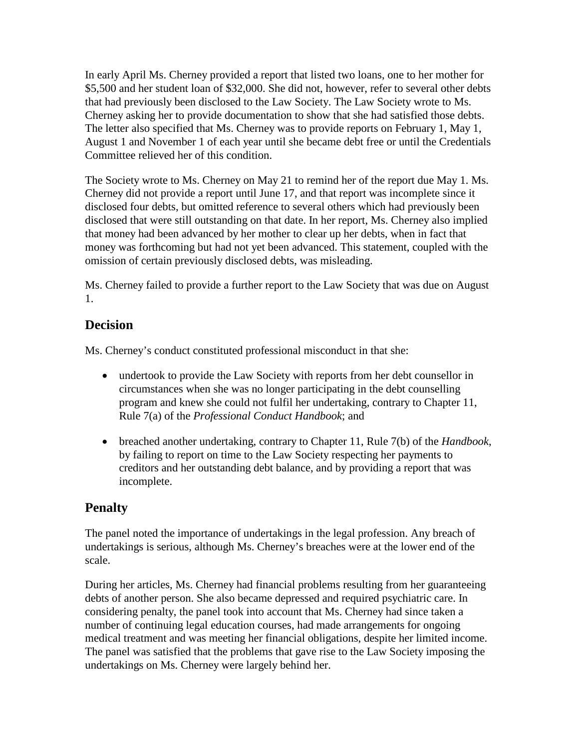In early April Ms. Cherney provided a report that listed two loans, one to her mother for $5,500 and her student loan of $32,000. She did not, however, refer to several other debts that had previously been disclosed to the Law Society. The Law Society wrote to Ms. Cherney asking her to provide documentation to show that she had satisfied those debts. The letter also specified that Ms. Cherney was to provide reports on February 1, May 1, August 1 and November 1 of each year until she became debt free or until the Credentials Committee relieved her of this condition.

The Society wrote to Ms. Cherney on May 21 to remind her of the report due May 1. Ms. Cherney did not provide a report until June 17, and that report was incomplete since it disclosed four debts, but omitted reference to several others which had previously been disclosed that were still outstanding on that date. In her report, Ms. Cherney also implied that money had been advanced by her mother to clear up her debts, when in fact that money was forthcoming but had not yet been advanced. This statement, coupled with the omission of certain previously disclosed debts, was misleading.

Ms. Cherney failed to provide a further report to the Law Society that was due on August 1.

## Decision

Ms. Cherney's conduct constituted professional misconduct in that she:

- undertook to provide the Law Society with reports from her debt counsellor in circumstances when she was no longer participating in the debt counselling program and knew she could not fulfil her undertaking, contrary to Chapter 11, Rule 7(a) of the *Professional Conduct Handbook*; and
- breached another undertaking, contrary to Chapter 11, Rule 7(b) of the *Handbook*, by failing to report on time to the Law Society respecting her payments to creditors and her outstanding debt balance, and by providing a report that was incomplete.

## Penalty

The panel noted the importance of undertakings in the legal profession. Any breach of undertakings is serious, although Ms. Cherney's breaches were at the lower end of the scale.

During her articles, Ms. Cherney had financial problems resulting from her guaranteeing debts of another person. She also became depressed and required psychiatric care. In considering penalty, the panel took into account that Ms. Cherney had since taken a number of continuing legal education courses, had made arrangements for ongoing medical treatment and was meeting her financial obligations, despite her limited income. The panel was satisfied that the problems that gave rise to the Law Society imposing the undertakings on Ms. Cherney were largely behind her.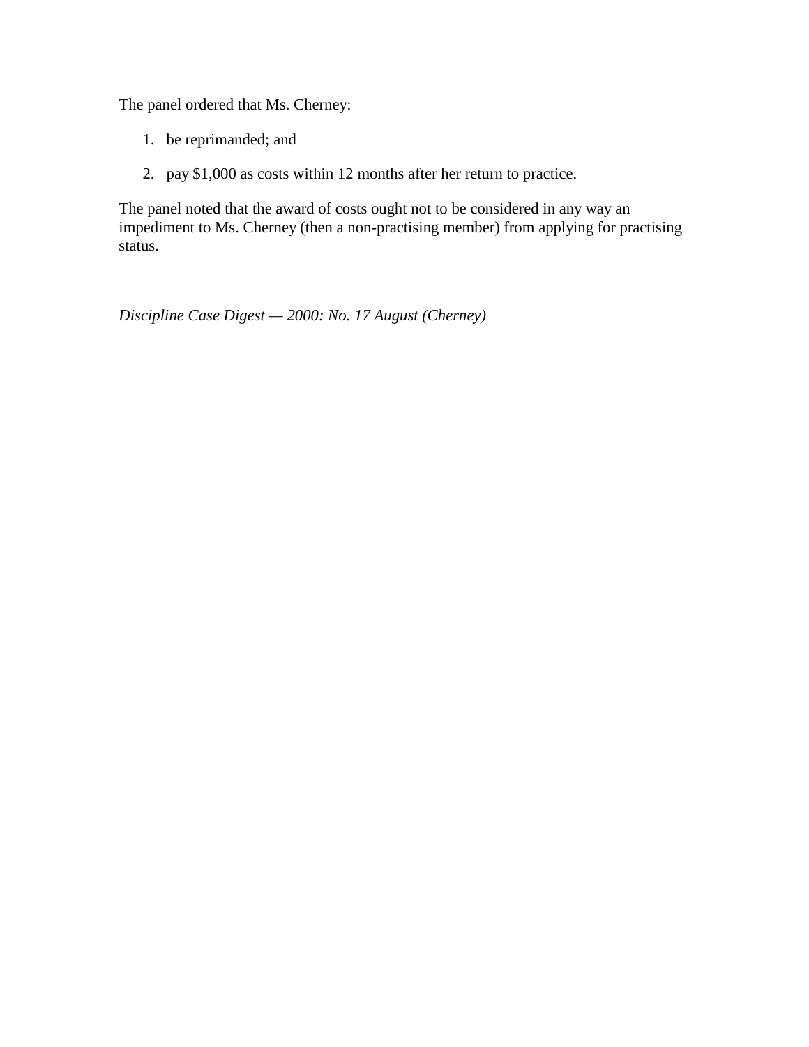The panel ordered that Ms. Cherney:

1. be reprimanded; and
2. pay $1,000 as costs within 12 months after her return to practice.

The panel noted that the award of costs ought not to be considered in any way an impediment to Ms. Cherney (then a non-practising member) from applying for practising status.

*Discipline Case Digest — 2000: No. 17 August (Cherney)*